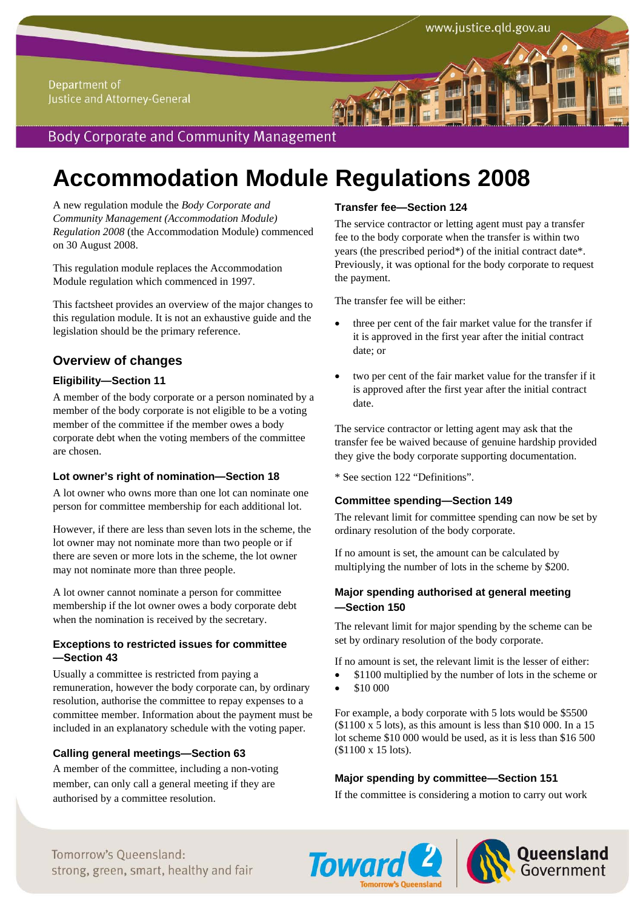Department of Justice and Attorney-General

Body Corporate and Community Management

# Accommodation Module Regulations 2008

A new regulation module the *Body Corporate and Community Management (Accommodation Module) Regulation 2008* (the Accommodation Module) commenced on 30 August 2008.

This regulation module replaces the Accommodation Module regulation which commenced in 1997.

This factsheet provides an overview of the major changes to this regulation module. It is not an exhaustive guide and the legislation should be the primary reference.

## Overview of changes

### Eligibility—Section 11

A member of the body corporate or a person nominated by a member of the body corporate is not eligible to be a voting member of the committee if the member owes a body corporate debt when the voting members of the committee are chosen.

### Lot owner's right of nomination—Section 18

A lot owner who owns more than one lot can nominate one person for committee membership for each additional lot.

However, if there are less than seven lots in the scheme, the lot owner may not nominate more than two people or if there are seven or more lots in the scheme, the lot owner may not nominate more than three people.

A lot owner cannot nominate a person for committee membership if the lot owner owes a body corporate debt when the nomination is received by the secretary.

### Exceptions to restricted issues for committee—Section 43

Usually a committee is restricted from paying a remuneration, however the body corporate can, by ordinary resolution, authorise the committee to repay expenses to a committee member. Information about the payment must be included in an explanatory schedule with the voting paper.

### Calling general meetings—Section 63

A member of the committee, including a non-voting member, can only call a general meeting if they are authorised by a committee resolution.

### Transfer fee—Section 124

The service contractor or letting agent must pay a transfer fee to the body corporate when the transfer is within two years (the prescribed period*) of the initial contract date*. Previously, it was optional for the body corporate to request the payment.

The transfer fee will be either:

- three per cent of the fair market value for the transfer if it is approved in the first year after the initial contract date; or
- two per cent of the fair market value for the transfer if it is approved after the first year after the initial contract date.

The service contractor or letting agent may ask that the transfer fee be waived because of genuine hardship provided they give the body corporate supporting documentation.

* See section 122 "Definitions".

### Committee spending—Section 149

The relevant limit for committee spending can now be set by ordinary resolution of the body corporate.

If no amount is set, the amount can be calculated by multiplying the number of lots in the scheme by $200.

### Major spending authorised at general meeting—Section 150

The relevant limit for major spending by the scheme can be set by ordinary resolution of the body corporate.

If no amount is set, the relevant limit is the lesser of either:

- $1100 multiplied by the number of lots in the scheme or
- $10 000

For example, a body corporate with 5 lots would be $5500 ($1100 x 5 lots), as this amount is less than $10 000. In a 15 lot scheme $10 000 would be used, as it is less than $16 500 ($1100 x 15 lots).

### Major spending by committee—Section 151

If the committee is considering a motion to carry out work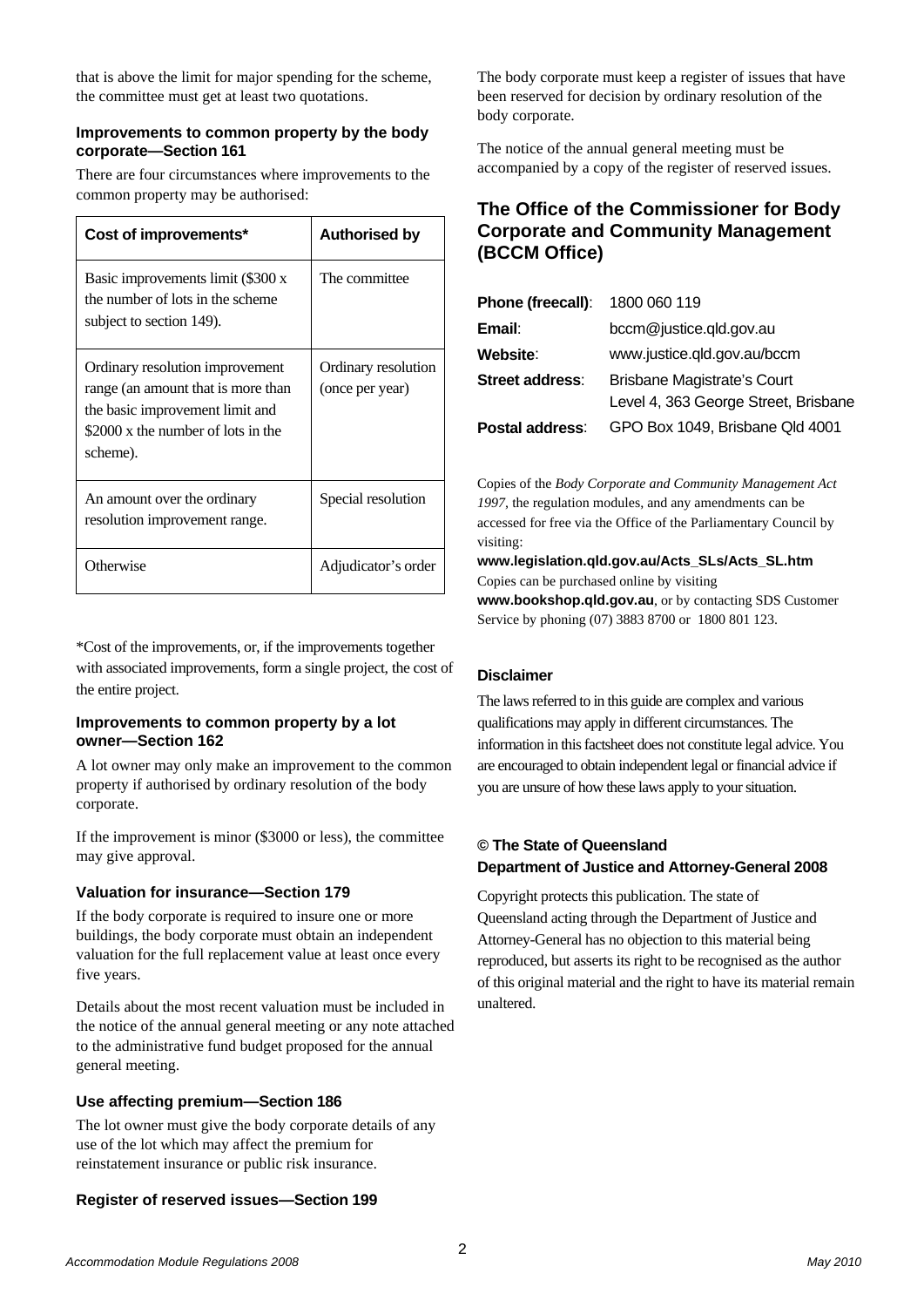that is above the limit for major spending for the scheme, the committee must get at least two quotations.

### Improvements to common property by the body corporate—Section 161

There are four circumstances where improvements to the common property may be authorised:

| Cost of improvements* | Authorised by |
|---|---|
| Basic improvements limit ($300 x the number of lots in the scheme subject to section 149). | The committee |
| Ordinary resolution improvement range (an amount that is more than the basic improvement limit and $2000 x the number of lots in the scheme). | Ordinary resolution (once per year) |
| An amount over the ordinary resolution improvement range. | Special resolution |
| Otherwise | Adjudicator's order |

*Cost of the improvements, or, if the improvements together with associated improvements, form a single project, the cost of the entire project.

### Improvements to common property by a lot owner—Section 162

A lot owner may only make an improvement to the common property if authorised by ordinary resolution of the body corporate.

If the improvement is minor ($3000 or less), the committee may give approval.

### Valuation for insurance—Section 179

If the body corporate is required to insure one or more buildings, the body corporate must obtain an independent valuation for the full replacement value at least once every five years.

Details about the most recent valuation must be included in the notice of the annual general meeting or any note attached to the administrative fund budget proposed for the annual general meeting.

### Use affecting premium—Section 186

The lot owner must give the body corporate details of any use of the lot which may affect the premium for reinstatement insurance or public risk insurance.

### Register of reserved issues—Section 199

The body corporate must keep a register of issues that have been reserved for decision by ordinary resolution of the body corporate.

The notice of the annual general meeting must be accompanied by a copy of the register of reserved issues.

## The Office of the Commissioner for Body Corporate and Community Management (BCCM Office)

**Phone (freecall)**: 1800 060 119
**Email**: bccm@justice.qld.gov.au
**Website**: www.justice.qld.gov.au/bccm
**Street address**: Brisbane Magistrate's Court
Level 4, 363 George Street, Brisbane
**Postal address**: GPO Box 1049, Brisbane Qld 4001

Copies of the *Body Corporate and Community Management Act 1997*, the regulation modules, and any amendments can be accessed for free via the Office of the Parliamentary Council by visiting:
**www.legislation.qld.gov.au/Acts_SLs/Acts_SL.htm**
Copies can be purchased online by visiting **www.bookshop.qld.gov.au**, or by contacting SDS Customer Service by phoning (07) 3883 8700 or 1800 801 123.

### Disclaimer

The laws referred to in this guide are complex and various qualifications may apply in different circumstances. The information in this factsheet does not constitute legal advice. You are encouraged to obtain independent legal or financial advice if you are unsure of how these laws apply to your situation.

### © The State of Queensland
### Department of Justice and Attorney-General 2008

Copyright protects this publication. The state of Queensland acting through the Department of Justice and Attorney-General has no objection to this material being reproduced, but asserts its right to be recognised as the author of this original material and the right to have its material remain unaltered.